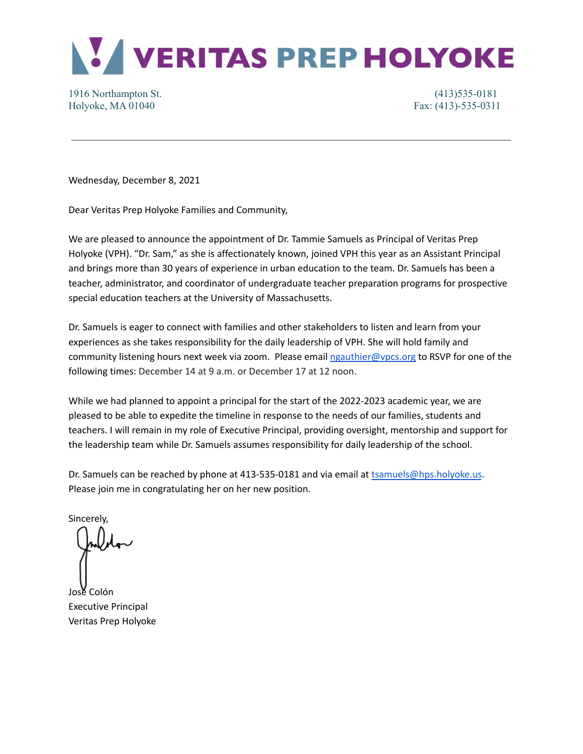# VERITAS PREP HOLYOKE

1916 Northampton St.
Holyoke, MA 01040

(413)535-0181
Fax: (413)-535-0311

---

Wednesday, December 8, 2021

Dear Veritas Prep Holyoke Families and Community,

We are pleased to announce the appointment of Dr. Tammie Samuels as Principal of Veritas Prep Holyoke (VPH). "Dr. Sam," as she is affectionately known, joined VPH this year as an Assistant Principal and brings more than 30 years of experience in urban education to the team. Dr. Samuels has been a teacher, administrator, and coordinator of undergraduate teacher preparation programs for prospective special education teachers at the University of Massachusetts.

Dr. Samuels is eager to connect with families and other stakeholders to listen and learn from your experiences as she takes responsibility for the daily leadership of VPH. She will hold family and community listening hours next week via zoom. Please email ngauthier@vpcs.org to RSVP for one of the following times: December 14 at 9 a.m. or December 17 at 12 noon.

While we had planned to appoint a principal for the start of the 2022-2023 academic year, we are pleased to be able to expedite the timeline in response to the needs of our families, students and teachers. I will remain in my role of Executive Principal, providing oversight, mentorship and support for the leadership team while Dr. Samuels assumes responsibility for daily leadership of the school.

Dr. Samuels can be reached by phone at 413-535-0181 and via email at tsamuels@hps.holyoke.us. Please join me in congratulating her on her new position.

Sincerely,

José Colón
Executive Principal
Veritas Prep Holyoke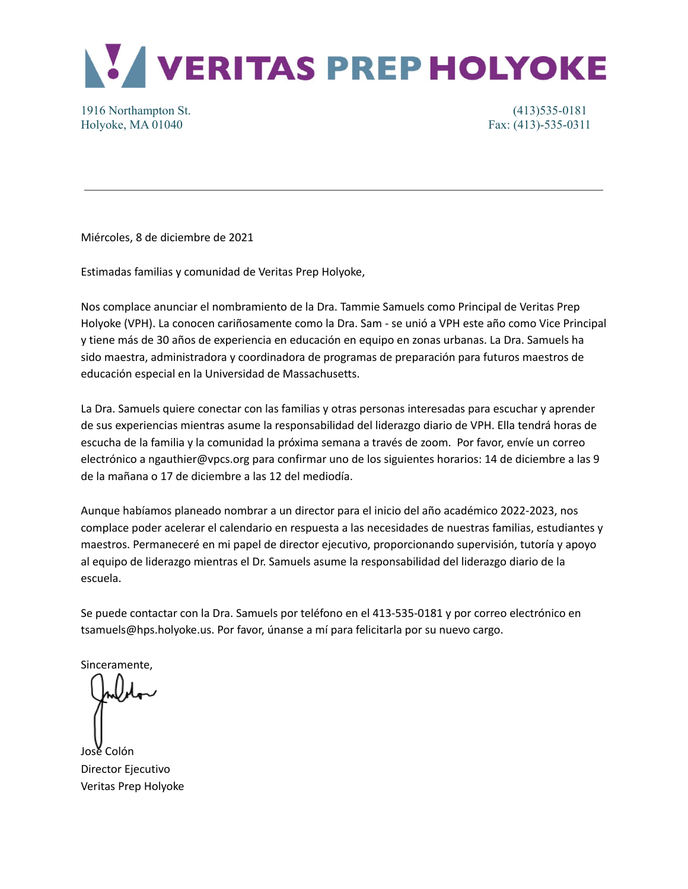# VERITAS PREP HOLYOKE

1916 Northampton St.
Holyoke, MA 01040

(413)535-0181
Fax: (413)-535-0311

---

Miércoles, 8 de diciembre de 2021

Estimadas familias y comunidad de Veritas Prep Holyoke,

Nos complace anunciar el nombramiento de la Dra. Tammie Samuels como Principal de Veritas Prep Holyoke (VPH). La conocen cariñosamente como la Dra. Sam - se unió a VPH este año como Vice Principal y tiene más de 30 años de experiencia en educación en equipo en zonas urbanas. La Dra. Samuels ha sido maestra, administradora y coordinadora de programas de preparación para futuros maestros de educación especial en la Universidad de Massachusetts.

La Dra. Samuels quiere conectar con las familias y otras personas interesadas para escuchar y aprender de sus experiencias mientras asume la responsabilidad del liderazgo diario de VPH. Ella tendrá horas de escucha de la familia y la comunidad la próxima semana a través de zoom. Por favor, envíe un correo electrónico a ngauthier@vpcs.org para confirmar uno de los siguientes horarios: 14 de diciembre a las 9 de la mañana o 17 de diciembre a las 12 del mediodía.

Aunque habíamos planeado nombrar a un director para el inicio del año académico 2022-2023, nos complace poder acelerar el calendario en respuesta a las necesidades de nuestras familias, estudiantes y maestros. Permaneceré en mi papel de director ejecutivo, proporcionando supervisión, tutoría y apoyo al equipo de liderazgo mientras el Dr. Samuels asume la responsabilidad del liderazgo diario de la escuela.

Se puede contactar con la Dra. Samuels por teléfono en el 413-535-0181 y por correo electrónico en tsamuels@hps.holyoke.us. Por favor, únanse a mí para felicitarla por su nuevo cargo.

Sinceramente,

José Colón
Director Ejecutivo
Veritas Prep Holyoke